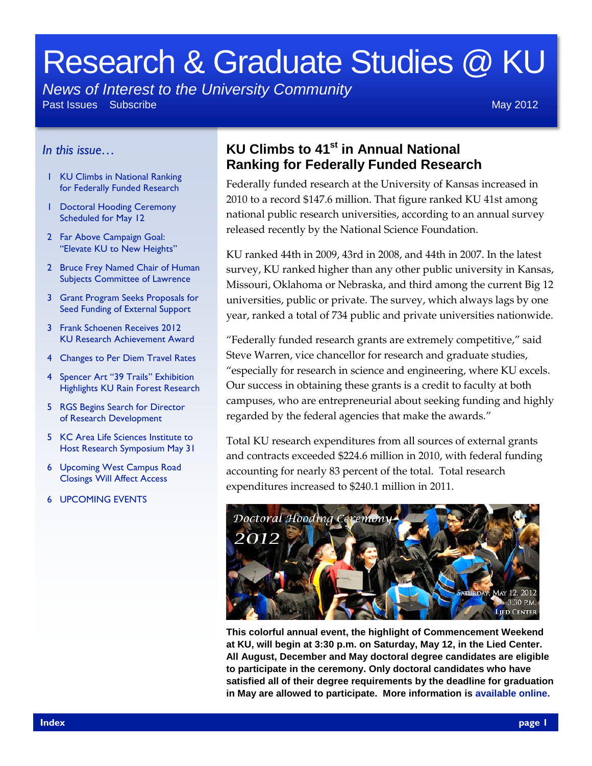# Research & Graduate Studies @ KU

*News of Interest to the University Community*

Past Issues Subscribe May 2012

*In this issue…*

- 1 KU Climbs in National Ranking for Federally Funded Research
- 1 Doctoral Hooding Ceremony Scheduled for May 12
- 2 Far Above Campaign Goal: "Elevate KU to New Heights"
- 2 Bruce Frey Named Chair of Human Subjects Committee of Lawrence
- 3 Grant Program Seeks Proposals for Seed Funding of External Support
- 3 Frank Schoenen Receives 2012 KU Research Achievement Award
- 4 Changes to Per Diem Travel Rates
- 4 Spencer Art "39 Trails" Exhibition Highlights KU Rain Forest Research
- 5 RGS Begins Search for Director of Research Development
- 5 KC Area Life Sciences Institute to Host Research Symposium May 31
- 6 Upcoming West Campus Road Closings Will Affect Access
- 6 UPCOMING EVENTS

## KU Climbs to 41st in Annual National Ranking for Federally Funded Research

Federally funded research at the University of Kansas increased in 2010 to a record $147.6 million. That figure ranked KU 41st among national public research universities, according to an annual survey released recently by the National Science Foundation.

KU ranked 44th in 2009, 43rd in 2008, and 44th in 2007. In the latest survey, KU ranked higher than any other public university in Kansas, Missouri, Oklahoma or Nebraska, and third among the current Big 12 universities, public or private. The survey, which always lags by one year, ranked a total of 734 public and private universities nationwide.

"Federally funded research grants are extremely competitive," said Steve Warren, vice chancellor for research and graduate studies, "especially for research in science and engineering, where KU excels. Our success in obtaining these grants is a credit to faculty at both campuses, who are entrepreneurial about seeking funding and highly regarded by the federal agencies that make the awards."

Total KU research expenditures from all sources of external grants and contracts exceeded $224.6 million in 2010, with federal funding accounting for nearly 83 percent of the total. Total research expenditures increased to $240.1 million in 2011.

*Doctoral Hooding Ceremony 2012*

Saturday, May 12, 2012
3:30 P.M.
Lied Center

**This colorful annual event, the highlight of Commencement Weekend at KU, will begin at 3:30 p.m. on Saturday, May 12, in the Lied Center. All August, December and May doctoral degree candidates are eligible to participate in the ceremony. Only doctoral candidates who have satisfied all of their degree requirements by the deadline for graduation in May are allowed to participate. More information is available online.**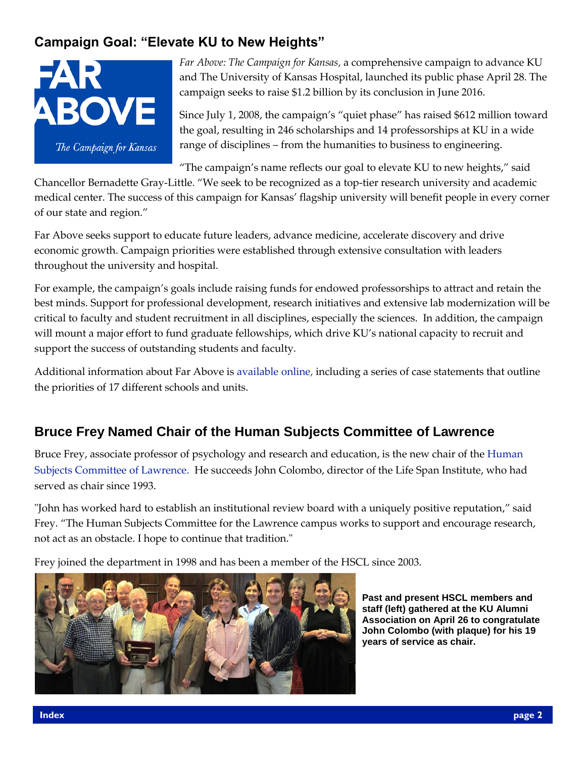## Campaign Goal: "Elevate KU to New Heights"

*Far Above: The Campaign for Kansas,* a comprehensive campaign to advance KU and The University of Kansas Hospital, launched its public phase April 28. The campaign seeks to raise $1.2 billion by its conclusion in June 2016.

Since July 1, 2008, the campaign's "quiet phase" has raised $612 million toward the goal, resulting in 246 scholarships and 14 professorships at KU in a wide range of disciplines – from the humanities to business to engineering.

"The campaign's name reflects our goal to elevate KU to new heights," said Chancellor Bernadette Gray-Little. "We seek to be recognized as a top-tier research university and academic medical center. The success of this campaign for Kansas' flagship university will benefit people in every corner of our state and region."

Far Above seeks support to educate future leaders, advance medicine, accelerate discovery and drive economic growth. Campaign priorities were established through extensive consultation with leaders throughout the university and hospital.

For example, the campaign's goals include raising funds for endowed professorships to attract and retain the best minds. Support for professional development, research initiatives and extensive lab modernization will be critical to faculty and student recruitment in all disciplines, especially the sciences. In addition, the campaign will mount a major effort to fund graduate fellowships, which drive KU's national capacity to recruit and support the success of outstanding students and faculty.

Additional information about Far Above is available online, including a series of case statements that outline the priorities of 17 different schools and units.

## Bruce Frey Named Chair of the Human Subjects Committee of Lawrence

Bruce Frey, associate professor of psychology and research and education, is the new chair of the Human Subjects Committee of Lawrence. He succeeds John Colombo, director of the Life Span Institute, who had served as chair since 1993.

"John has worked hard to establish an institutional review board with a uniquely positive reputation," said Frey. "The Human Subjects Committee for the Lawrence campus works to support and encourage research, not act as an obstacle. I hope to continue that tradition."

Frey joined the department in 1998 and has been a member of the HSCL since 2003.

**Past and present HSCL members and staff (left) gathered at the KU Alumni Association on April 26 to congratulate John Colombo (with plaque) for his 19 years of service as chair.**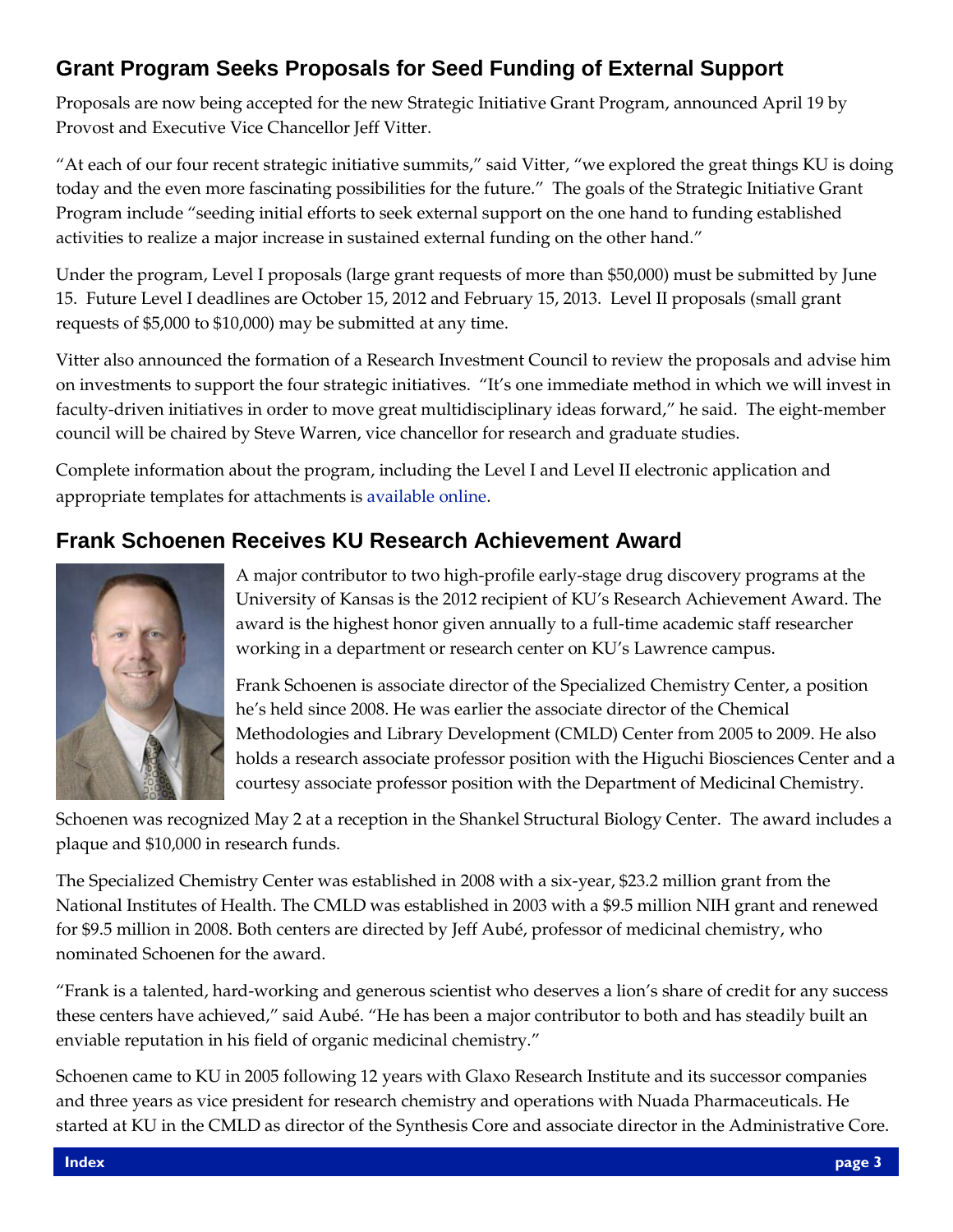## Grant Program Seeks Proposals for Seed Funding of External Support

Proposals are now being accepted for the new Strategic Initiative Grant Program, announced April 19 by Provost and Executive Vice Chancellor Jeff Vitter.

"At each of our four recent strategic initiative summits," said Vitter, "we explored the great things KU is doing today and the even more fascinating possibilities for the future." The goals of the Strategic Initiative Grant Program include "seeding initial efforts to seek external support on the one hand to funding established activities to realize a major increase in sustained external funding on the other hand."

Under the program, Level I proposals (large grant requests of more than $50,000) must be submitted by June 15. Future Level I deadlines are October 15, 2012 and February 15, 2013. Level II proposals (small grant requests of $5,000 to $10,000) may be submitted at any time.

Vitter also announced the formation of a Research Investment Council to review the proposals and advise him on investments to support the four strategic initiatives. "It's one immediate method in which we will invest in faculty-driven initiatives in order to move great multidisciplinary ideas forward," he said. The eight-member council will be chaired by Steve Warren, vice chancellor for research and graduate studies.

Complete information about the program, including the Level I and Level II electronic application and appropriate templates for attachments is available online.

## Frank Schoenen Receives KU Research Achievement Award

A major contributor to two high-profile early-stage drug discovery programs at the University of Kansas is the 2012 recipient of KU's Research Achievement Award. The award is the highest honor given annually to a full-time academic staff researcher working in a department or research center on KU's Lawrence campus.

Frank Schoenen is associate director of the Specialized Chemistry Center, a position he's held since 2008. He was earlier the associate director of the Chemical Methodologies and Library Development (CMLD) Center from 2005 to 2009. He also holds a research associate professor position with the Higuchi Biosciences Center and a courtesy associate professor position with the Department of Medicinal Chemistry.

Schoenen was recognized May 2 at a reception in the Shankel Structural Biology Center. The award includes a plaque and $10,000 in research funds.

The Specialized Chemistry Center was established in 2008 with a six-year, $23.2 million grant from the National Institutes of Health. The CMLD was established in 2003 with a $9.5 million NIH grant and renewed for $9.5 million in 2008. Both centers are directed by Jeff Aubé, professor of medicinal chemistry, who nominated Schoenen for the award.

"Frank is a talented, hard-working and generous scientist who deserves a lion's share of credit for any success these centers have achieved," said Aubé. "He has been a major contributor to both and has steadily built an enviable reputation in his field of organic medicinal chemistry."

Schoenen came to KU in 2005 following 12 years with Glaxo Research Institute and its successor companies and three years as vice president for research chemistry and operations with Nuada Pharmaceuticals. He started at KU in the CMLD as director of the Synthesis Core and associate director in the Administrative Core.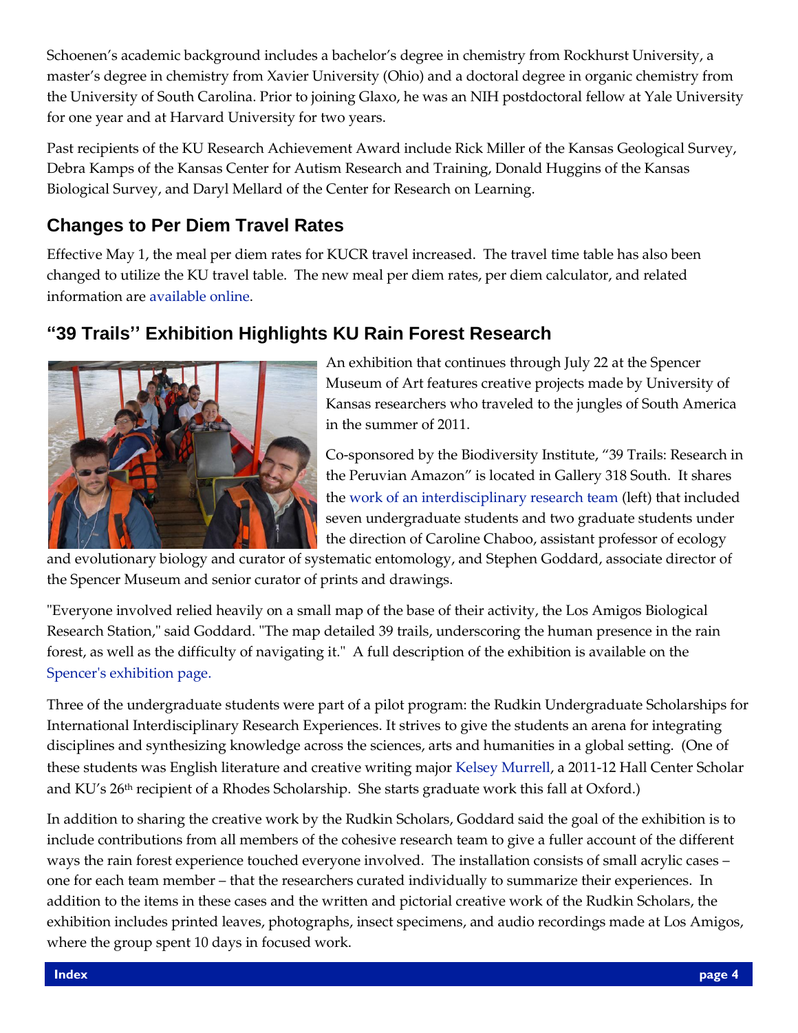Schoenen's academic background includes a bachelor's degree in chemistry from Rockhurst University, a master's degree in chemistry from Xavier University (Ohio) and a doctoral degree in organic chemistry from the University of South Carolina. Prior to joining Glaxo, he was an NIH postdoctoral fellow at Yale University for one year and at Harvard University for two years.

Past recipients of the KU Research Achievement Award include Rick Miller of the Kansas Geological Survey, Debra Kamps of the Kansas Center for Autism Research and Training, Donald Huggins of the Kansas Biological Survey, and Daryl Mellard of the Center for Research on Learning.

## Changes to Per Diem Travel Rates

Effective May 1, the meal per diem rates for KUCR travel increased. The travel time table has also been changed to utilize the KU travel table. The new meal per diem rates, per diem calculator, and related information are available online.

## "39 Trails'' Exhibition Highlights KU Rain Forest Research

An exhibition that continues through July 22 at the Spencer Museum of Art features creative projects made by University of Kansas researchers who traveled to the jungles of South America in the summer of 2011.

Co-sponsored by the Biodiversity Institute, "39 Trails: Research in the Peruvian Amazon" is located in Gallery 318 South. It shares the work of an interdisciplinary research team (left) that included seven undergraduate students and two graduate students under the direction of Caroline Chaboo, assistant professor of ecology and evolutionary biology and curator of systematic entomology, and Stephen Goddard, associate director of the Spencer Museum and senior curator of prints and drawings.

"Everyone involved relied heavily on a small map of the base of their activity, the Los Amigos Biological Research Station," said Goddard. "The map detailed 39 trails, underscoring the human presence in the rain forest, as well as the difficulty of navigating it." A full description of the exhibition is available on the Spencer's exhibition page.

Three of the undergraduate students were part of a pilot program: the Rudkin Undergraduate Scholarships for International Interdisciplinary Research Experiences. It strives to give the students an arena for integrating disciplines and synthesizing knowledge across the sciences, arts and humanities in a global setting. (One of these students was English literature and creative writing major Kelsey Murrell, a 2011-12 Hall Center Scholar and KU's 26th recipient of a Rhodes Scholarship. She starts graduate work this fall at Oxford.)

In addition to sharing the creative work by the Rudkin Scholars, Goddard said the goal of the exhibition is to include contributions from all members of the cohesive research team to give a fuller account of the different ways the rain forest experience touched everyone involved. The installation consists of small acrylic cases – one for each team member – that the researchers curated individually to summarize their experiences. In addition to the items in these cases and the written and pictorial creative work of the Rudkin Scholars, the exhibition includes printed leaves, photographs, insect specimens, and audio recordings made at Los Amigos, where the group spent 10 days in focused work.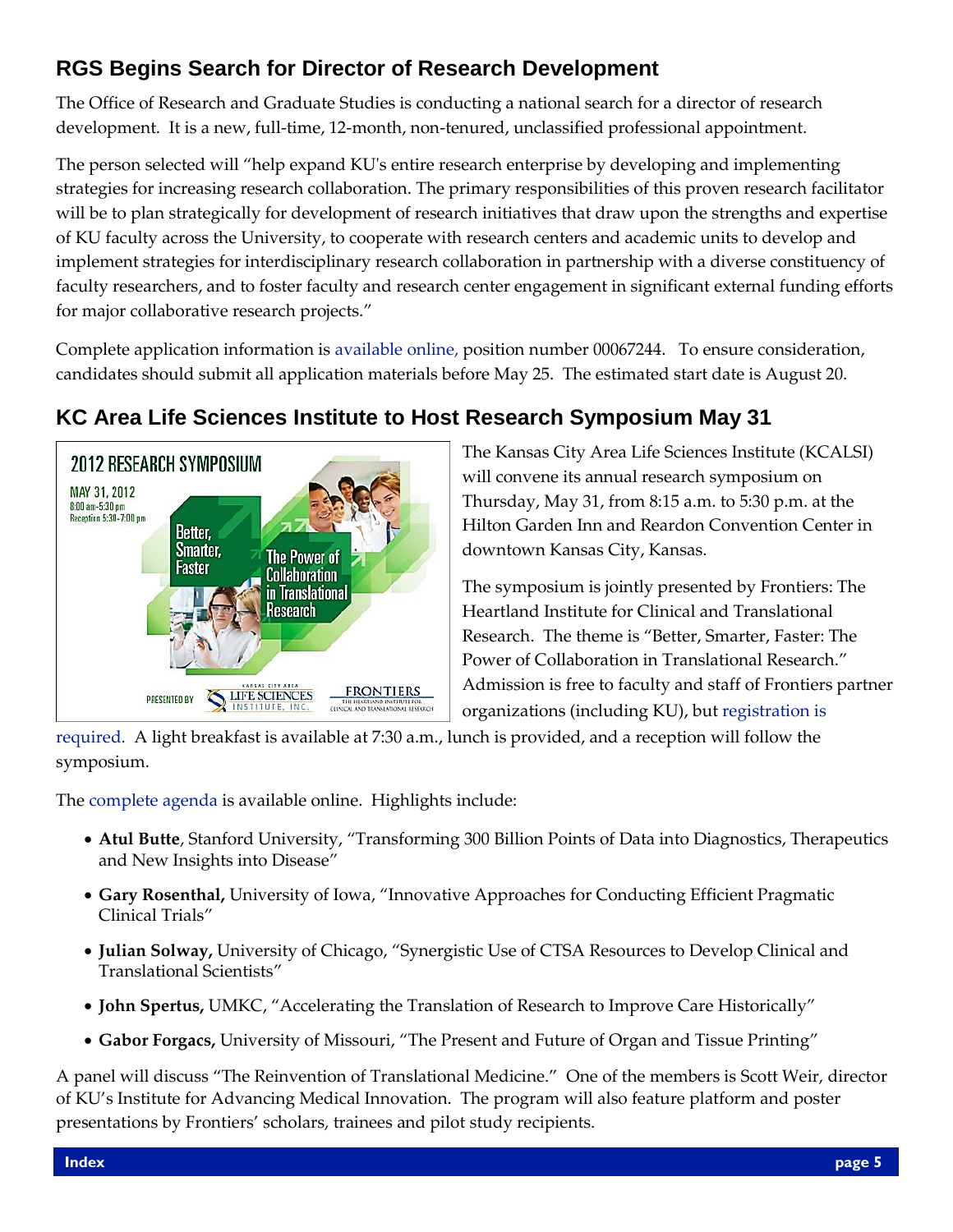## RGS Begins Search for Director of Research Development

The Office of Research and Graduate Studies is conducting a national search for a director of research development. It is a new, full-time, 12-month, non-tenured, unclassified professional appointment.

The person selected will "help expand KU's entire research enterprise by developing and implementing strategies for increasing research collaboration. The primary responsibilities of this proven research facilitator will be to plan strategically for development of research initiatives that draw upon the strengths and expertise of KU faculty across the University, to cooperate with research centers and academic units to develop and implement strategies for interdisciplinary research collaboration in partnership with a diverse constituency of faculty researchers, and to foster faculty and research center engagement in significant external funding efforts for major collaborative research projects."

Complete application information is available online, position number 00067244. To ensure consideration, candidates should submit all application materials before May 25. The estimated start date is August 20.

## KC Area Life Sciences Institute to Host Research Symposium May 31

The Kansas City Area Life Sciences Institute (KCALSI) will convene its annual research symposium on Thursday, May 31, from 8:15 a.m. to 5:30 p.m. at the Hilton Garden Inn and Reardon Convention Center in downtown Kansas City, Kansas.

The symposium is jointly presented by Frontiers: The Heartland Institute for Clinical and Translational Research. The theme is "Better, Smarter, Faster: The Power of Collaboration in Translational Research." Admission is free to faculty and staff of Frontiers partner organizations (including KU), but registration is required. A light breakfast is available at 7:30 a.m., lunch is provided, and a reception will follow the symposium.

The complete agenda is available online. Highlights include:

- **Atul Butte**, Stanford University, "Transforming 300 Billion Points of Data into Diagnostics, Therapeutics and New Insights into Disease"
- **Gary Rosenthal,** University of Iowa, "Innovative Approaches for Conducting Efficient Pragmatic Clinical Trials"
- **Julian Solway,** University of Chicago, "Synergistic Use of CTSA Resources to Develop Clinical and Translational Scientists"
- **John Spertus,** UMKC, "Accelerating the Translation of Research to Improve Care Historically"
- **Gabor Forgacs,** University of Missouri, "The Present and Future of Organ and Tissue Printing"

A panel will discuss "The Reinvention of Translational Medicine." One of the members is Scott Weir, director of KU's Institute for Advancing Medical Innovation. The program will also feature platform and poster presentations by Frontiers' scholars, trainees and pilot study recipients.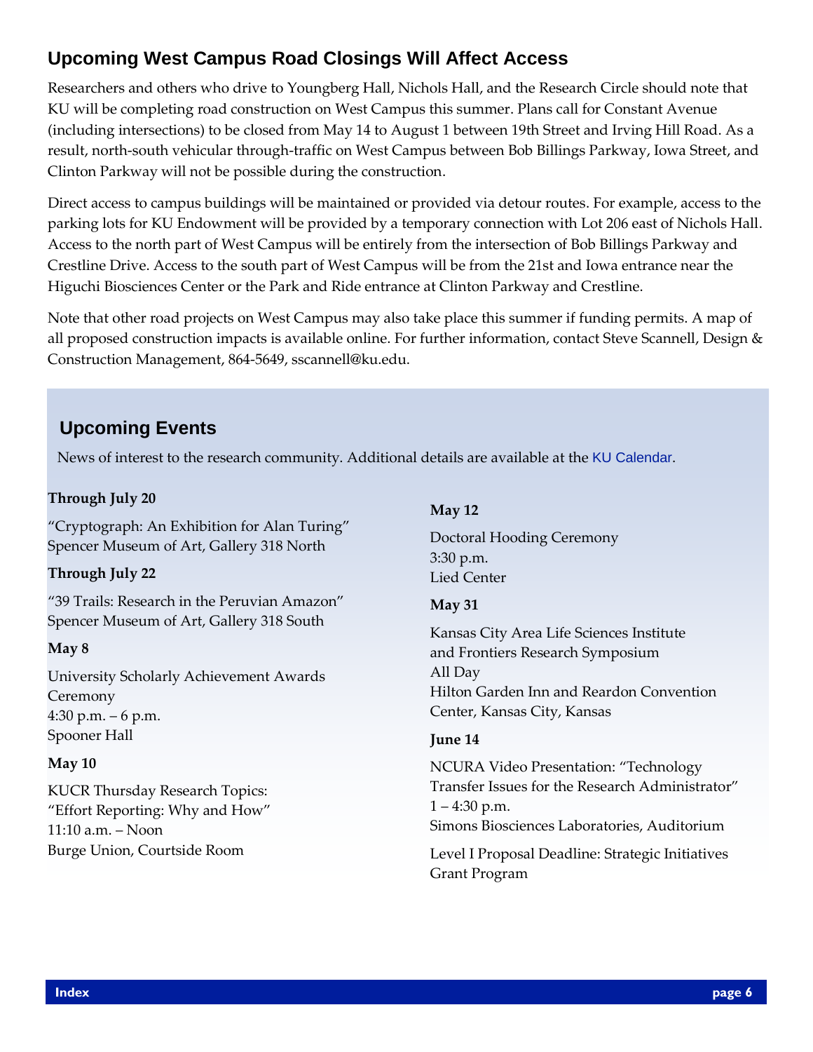## Upcoming West Campus Road Closings Will Affect Access

Researchers and others who drive to Youngberg Hall, Nichols Hall, and the Research Circle should note that KU will be completing road construction on West Campus this summer. Plans call for Constant Avenue (including intersections) to be closed from May 14 to August 1 between 19th Street and Irving Hill Road. As a result, north-south vehicular through-traffic on West Campus between Bob Billings Parkway, Iowa Street, and Clinton Parkway will not be possible during the construction.

Direct access to campus buildings will be maintained or provided via detour routes. For example, access to the parking lots for KU Endowment will be provided by a temporary connection with Lot 206 east of Nichols Hall. Access to the north part of West Campus will be entirely from the intersection of Bob Billings Parkway and Crestline Drive. Access to the south part of West Campus will be from the 21st and Iowa entrance near the Higuchi Biosciences Center or the Park and Ride entrance at Clinton Parkway and Crestline.

Note that other road projects on West Campus may also take place this summer if funding permits. A map of all proposed construction impacts is available online. For further information, contact Steve Scannell, Design & Construction Management, 864-5649, sscannell@ku.edu.

## Upcoming Events

News of interest to the research community. Additional details are available at the KU Calendar.

**Through July 20**

"Cryptograph: An Exhibition for Alan Turing"
Spencer Museum of Art, Gallery 318 North

**Through July 22**

"39 Trails: Research in the Peruvian Amazon"
Spencer Museum of Art, Gallery 318 South

**May 8**

University Scholarly Achievement Awards Ceremony
4:30 p.m. – 6 p.m.
Spooner Hall

**May 10**

KUCR Thursday Research Topics:
"Effort Reporting: Why and How"
11:10 a.m. – Noon
Burge Union, Courtside Room

**May 12**

Doctoral Hooding Ceremony
3:30 p.m.
Lied Center

**May 31**

Kansas City Area Life Sciences Institute and Frontiers Research Symposium
All Day
Hilton Garden Inn and Reardon Convention Center, Kansas City, Kansas

**June 14**

NCURA Video Presentation: "Technology Transfer Issues for the Research Administrator"
1 – 4:30 p.m.
Simons Biosciences Laboratories, Auditorium

Level I Proposal Deadline: Strategic Initiatives Grant Program